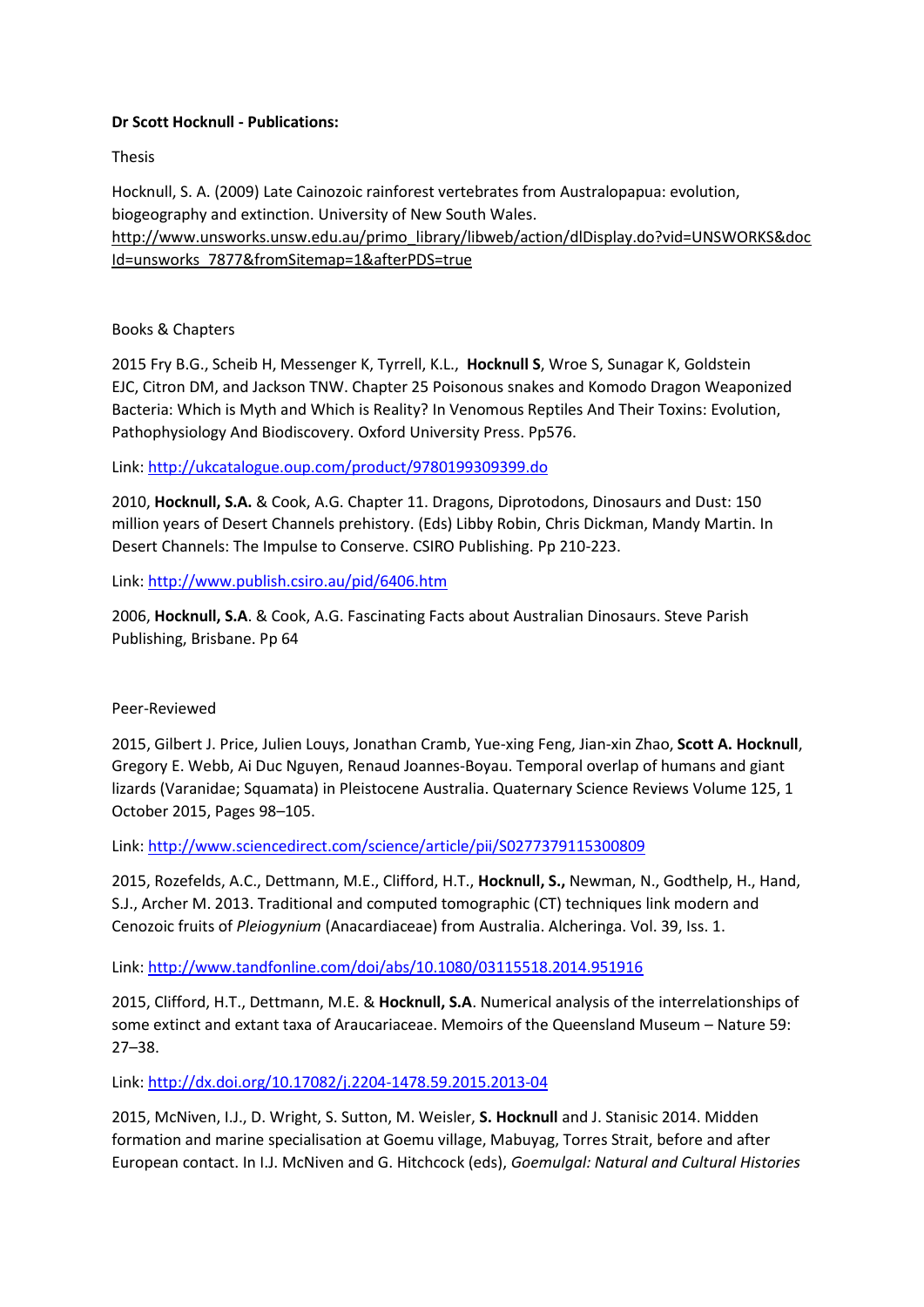**Dr Scott Hocknull - Publications:**

Thesis

Hocknull, S. A. (2009) Late Cainozoic rainforest vertebrates from Australopapua: evolution, biogeography and extinction. University of New South Wales. http://www.unsworks.unsw.edu.au/primo_library/libweb/action/dlDisplay.do?vid=UNSWORKS&docId=unsworks_7877&fromSitemap=1&afterPDS=true

Books & Chapters

2015 Fry B.G., Scheib H, Messenger K, Tyrrell, K.L., **Hocknull S**, Wroe S, Sunagar K, Goldstein EJC, Citron DM, and Jackson TNW. Chapter 25 Poisonous snakes and Komodo Dragon Weaponized Bacteria: Which is Myth and Which is Reality? In Venomous Reptiles And Their Toxins: Evolution, Pathophysiology And Biodiscovery. Oxford University Press. Pp576.

Link: http://ukcatalogue.oup.com/product/9780199309399.do

2010, **Hocknull, S.A.** & Cook, A.G. Chapter 11. Dragons, Diprotodons, Dinosaurs and Dust: 150 million years of Desert Channels prehistory. (Eds) Libby Robin, Chris Dickman, Mandy Martin. In Desert Channels: The Impulse to Conserve. CSIRO Publishing. Pp 210-223.

Link: http://www.publish.csiro.au/pid/6406.htm

2006, **Hocknull, S.A**. & Cook, A.G. Fascinating Facts about Australian Dinosaurs. Steve Parish Publishing, Brisbane. Pp 64

Peer-Reviewed

2015, Gilbert J. Price, Julien Louys, Jonathan Cramb, Yue-xing Feng, Jian-xin Zhao, **Scott A. Hocknull**, Gregory E. Webb, Ai Duc Nguyen, Renaud Joannes-Boyau. Temporal overlap of humans and giant lizards (Varanidae; Squamata) in Pleistocene Australia. Quaternary Science Reviews Volume 125, 1 October 2015, Pages 98–105.

Link: http://www.sciencedirect.com/science/article/pii/S0277379115300809

2015, Rozefelds, A.C., Dettmann, M.E., Clifford, H.T., **Hocknull, S.,** Newman, N., Godthelp, H., Hand, S.J., Archer M. 2013. Traditional and computed tomographic (CT) techniques link modern and Cenozoic fruits of *Pleiogynium* (Anacardiaceae) from Australia. Alcheringa. Vol. 39, Iss. 1.

Link: http://www.tandfonline.com/doi/abs/10.1080/03115518.2014.951916

2015, Clifford, H.T., Dettmann, M.E. & **Hocknull, S.A**. Numerical analysis of the interrelationships of some extinct and extant taxa of Araucariaceae. Memoirs of the Queensland Museum – Nature 59: 27–38.

Link: http://dx.doi.org/10.17082/j.2204-1478.59.2015.2013-04

2015, McNiven, I.J., D. Wright, S. Sutton, M. Weisler, **S. Hocknull** and J. Stanisic 2014. Midden formation and marine specialisation at Goemu village, Mabuyag, Torres Strait, before and after European contact. In I.J. McNiven and G. Hitchcock (eds), *Goemulgal: Natural and Cultural Histories*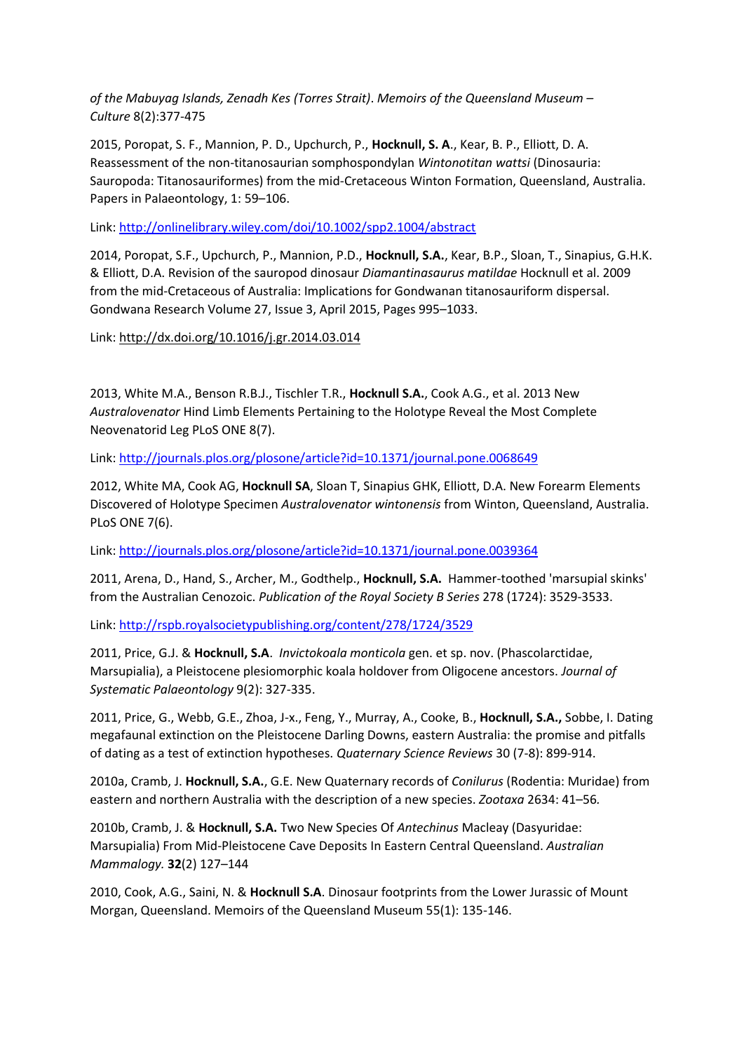*of the Mabuyag Islands, Zenadh Kes (Torres Strait)*. *Memoirs of the Queensland Museum – Culture* 8(2):377-475

2015, Poropat, S. F., Mannion, P. D., Upchurch, P., **Hocknull, S. A**., Kear, B. P., Elliott, D. A. Reassessment of the non-titanosaurian somphospondylan *Wintonotitan wattsi* (Dinosauria: Sauropoda: Titanosauriformes) from the mid-Cretaceous Winton Formation, Queensland, Australia. Papers in Palaeontology, 1: 59–106.

Link: http://onlinelibrary.wiley.com/doi/10.1002/spp2.1004/abstract

2014, Poropat, S.F., Upchurch, P., Mannion, P.D., **Hocknull, S.A.**, Kear, B.P., Sloan, T., Sinapius, G.H.K. & Elliott, D.A. Revision of the sauropod dinosaur *Diamantinasaurus matildae* Hocknull et al. 2009 from the mid-Cretaceous of Australia: Implications for Gondwanan titanosauriform dispersal. Gondwana Research Volume 27, Issue 3, April 2015, Pages 995–1033.

Link: http://dx.doi.org/10.1016/j.gr.2014.03.014

2013, White M.A., Benson R.B.J., Tischler T.R., **Hocknull S.A.**, Cook A.G., et al. 2013 New *Australovenator* Hind Limb Elements Pertaining to the Holotype Reveal the Most Complete Neovenatorid Leg PLoS ONE 8(7).

Link: http://journals.plos.org/plosone/article?id=10.1371/journal.pone.0068649

2012, White MA, Cook AG, **Hocknull SA**, Sloan T, Sinapius GHK, Elliott, D.A. New Forearm Elements Discovered of Holotype Specimen *Australovenator wintonensis* from Winton, Queensland, Australia. PLoS ONE 7(6).

Link: http://journals.plos.org/plosone/article?id=10.1371/journal.pone.0039364

2011, Arena, D., Hand, S., Archer, M., Godthelp., **Hocknull, S.A.** Hammer-toothed 'marsupial skinks' from the Australian Cenozoic. *Publication of the Royal Society B Series* 278 (1724): 3529-3533.

Link: http://rspb.royalsocietypublishing.org/content/278/1724/3529

2011, Price, G.J. & **Hocknull, S.A**. *Invictokoala monticola* gen. et sp. nov. (Phascolarctidae, Marsupialia), a Pleistocene plesiomorphic koala holdover from Oligocene ancestors. *Journal of Systematic Palaeontology* 9(2): 327-335.

2011, Price, G., Webb, G.E., Zhoa, J-x., Feng, Y., Murray, A., Cooke, B., **Hocknull, S.A.,** Sobbe, I. Dating megafaunal extinction on the Pleistocene Darling Downs, eastern Australia: the promise and pitfalls of dating as a test of extinction hypotheses. *Quaternary Science Reviews* 30 (7-8): 899-914.

2010a, Cramb, J. **Hocknull, S.A.**, G.E. New Quaternary records of *Conilurus* (Rodentia: Muridae) from eastern and northern Australia with the description of a new species. *Zootaxa* 2634: 41–56*.*

2010b, Cramb, J. & **Hocknull, S.A.** Two New Species Of *Antechinus* Macleay (Dasyuridae: Marsupialia) From Mid-Pleistocene Cave Deposits In Eastern Central Queensland. *Australian Mammalogy.* **32**(2) 127–144

2010, Cook, A.G., Saini, N. & **Hocknull S.A**. Dinosaur footprints from the Lower Jurassic of Mount Morgan, Queensland. Memoirs of the Queensland Museum 55(1): 135-146.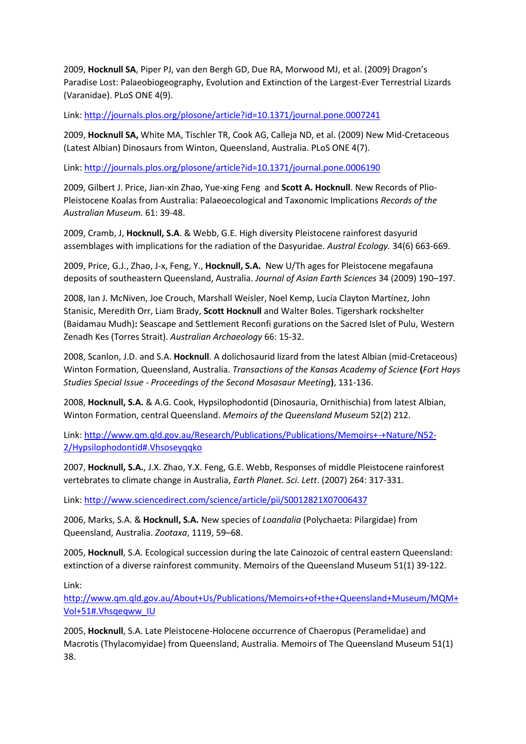2009, **Hocknull SA**, Piper PJ, van den Bergh GD, Due RA, Morwood MJ, et al. (2009) Dragon's Paradise Lost: Palaeobiogeography, Evolution and Extinction of the Largest-Ever Terrestrial Lizards (Varanidae). PLoS ONE 4(9).

Link: http://journals.plos.org/plosone/article?id=10.1371/journal.pone.0007241

2009, **Hocknull SA,** White MA, Tischler TR, Cook AG, Calleja ND, et al. (2009) New Mid-Cretaceous (Latest Albian) Dinosaurs from Winton, Queensland, Australia. PLoS ONE 4(7).

Link: http://journals.plos.org/plosone/article?id=10.1371/journal.pone.0006190

2009, Gilbert J. Price, Jian-xin Zhao, Yue-xing Feng and **Scott A. Hocknull**. New Records of Plio-Pleistocene Koalas from Australia: Palaeoecological and Taxonomic Implications *Records of the Australian Museum.* 61: 39-48.

2009, Cramb, J, **Hocknull, S.A**. & Webb, G.E. High diversity Pleistocene rainforest dasyurid assemblages with implications for the radiation of the Dasyuridae. *Austral Ecology.* 34(6) 663-669.

2009, Price, G.J., Zhao, J-x, Feng, Y., **Hocknull, S.A.** New U/Th ages for Pleistocene megafauna deposits of southeastern Queensland, Australia. *Journal of Asian Earth Sciences* 34 (2009) 190–197.

2008, Ian J. McNiven, Joe Crouch, Marshall Weisler, Noel Kemp, Lucía Clayton Martínez, John Stanisic, Meredith Orr, Liam Brady, **Scott Hocknull** and Walter Boles. Tigershark rockshelter (Baidamau Mudh)**:** Seascape and Settlement Reconfi gurations on the Sacred Islet of Pulu, Western Zenadh Kes (Torres Strait). *Australian Archaeology* 66: 15-32.

2008, Scanlon, J.D. and S.A. **Hocknull**. A dolichosaurid lizard from the latest Albian (mid-Cretaceous) Winton Formation, Queensland, Australia. *Transactions of the Kansas Academy of Science* **(***Fort Hays Studies Special Issue - Proceedings of the Second Mosasaur Meeting***)**, 131-136.

2008, **Hocknull, S.A.** & A.G. Cook, Hypsilophodontid (Dinosauria, Ornithischia) from latest Albian, Winton Formation, central Queensland. *Memoirs of the Queensland Museum* 52(2) 212.

Link: http://www.qm.qld.gov.au/Research/Publications/Publications/Memoirs+-+Nature/N52-2/Hypsilophodontid#.Vhsoseyqqko

2007, **Hocknull, S.A.**, J.X. Zhao, Y.X. Feng, G.E. Webb, Responses of middle Pleistocene rainforest vertebrates to climate change in Australia, *Earth Planet. Sci. Lett*. (2007) 264: 317-331.

Link: http://www.sciencedirect.com/science/article/pii/S0012821X07006437

2006, Marks, S.A. & **Hocknull, S.A.** New species of *Loandalia* (Polychaeta: Pilargidae) from Queensland, Australia. *Zootaxa*, 1119, 59–68.

2005, **Hocknull**, S.A. Ecological succession during the late Cainozoic of central eastern Queensland: extinction of a diverse rainforest community. Memoirs of the Queensland Museum 51(1) 39-122.

Link:
http://www.qm.qld.gov.au/About+Us/Publications/Memoirs+of+the+Queensland+Museum/MQM+Vol+51#.Vhsqeqww_IU

2005, **Hocknull**, S.A. Late Pleistocene-Holocene occurrence of Chaeropus (Peramelidae) and Macrotis (Thylacomyidae) from Queensland, Australia. Memoirs of The Queensland Museum 51(1) 38.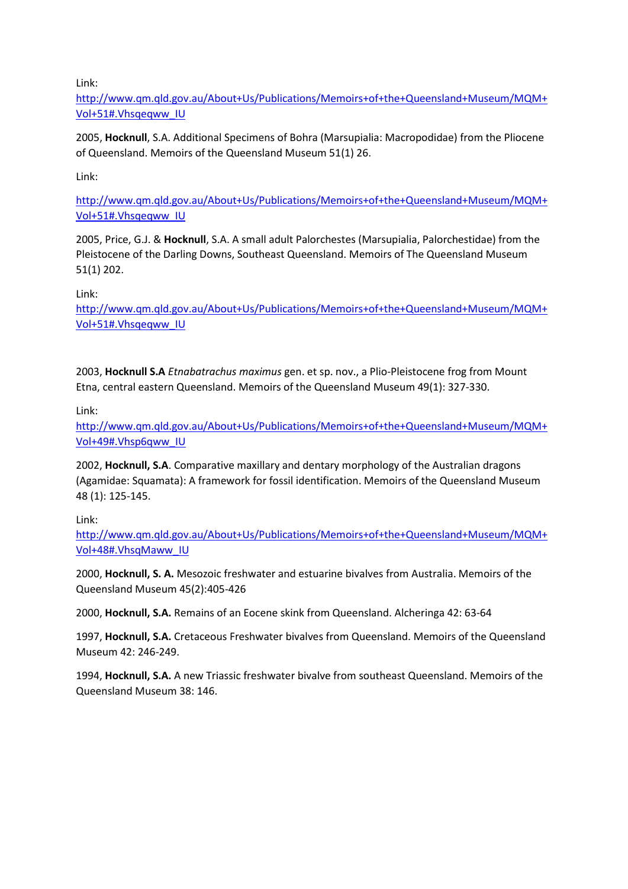Link:
http://www.qm.qld.gov.au/About+Us/Publications/Memoirs+of+the+Queensland+Museum/MQM+Vol+51#.Vhsqeqww_IU

2005, **Hocknull**, S.A. Additional Specimens of Bohra (Marsupialia: Macropodidae) from the Pliocene of Queensland. Memoirs of the Queensland Museum 51(1) 26.

Link:

http://www.qm.qld.gov.au/About+Us/Publications/Memoirs+of+the+Queensland+Museum/MQM+Vol+51#.Vhsqeqww_IU

2005, Price, G.J. & **Hocknull**, S.A. A small adult Palorchestes (Marsupialia, Palorchestidae) from the Pleistocene of the Darling Downs, Southeast Queensland. Memoirs of The Queensland Museum 51(1) 202.

Link:
http://www.qm.qld.gov.au/About+Us/Publications/Memoirs+of+the+Queensland+Museum/MQM+Vol+51#.Vhsqeqww_IU

2003, **Hocknull S.A** *Etnabatrachus maximus* gen. et sp. nov., a Plio-Pleistocene frog from Mount Etna, central eastern Queensland. Memoirs of the Queensland Museum 49(1): 327-330.

Link:
http://www.qm.qld.gov.au/About+Us/Publications/Memoirs+of+the+Queensland+Museum/MQM+Vol+49#.Vhsp6qww_IU

2002, **Hocknull, S.A**. Comparative maxillary and dentary morphology of the Australian dragons (Agamidae: Squamata): A framework for fossil identification. Memoirs of the Queensland Museum 48 (1): 125-145.

Link:
http://www.qm.qld.gov.au/About+Us/Publications/Memoirs+of+the+Queensland+Museum/MQM+Vol+48#.VhsqMaww_IU

2000, **Hocknull, S. A.** Mesozoic freshwater and estuarine bivalves from Australia. Memoirs of the Queensland Museum 45(2):405-426

2000, **Hocknull, S.A.** Remains of an Eocene skink from Queensland. Alcheringa 42: 63-64

1997, **Hocknull, S.A.** Cretaceous Freshwater bivalves from Queensland. Memoirs of the Queensland Museum 42: 246-249.

1994, **Hocknull, S.A.** A new Triassic freshwater bivalve from southeast Queensland. Memoirs of the Queensland Museum 38: 146.